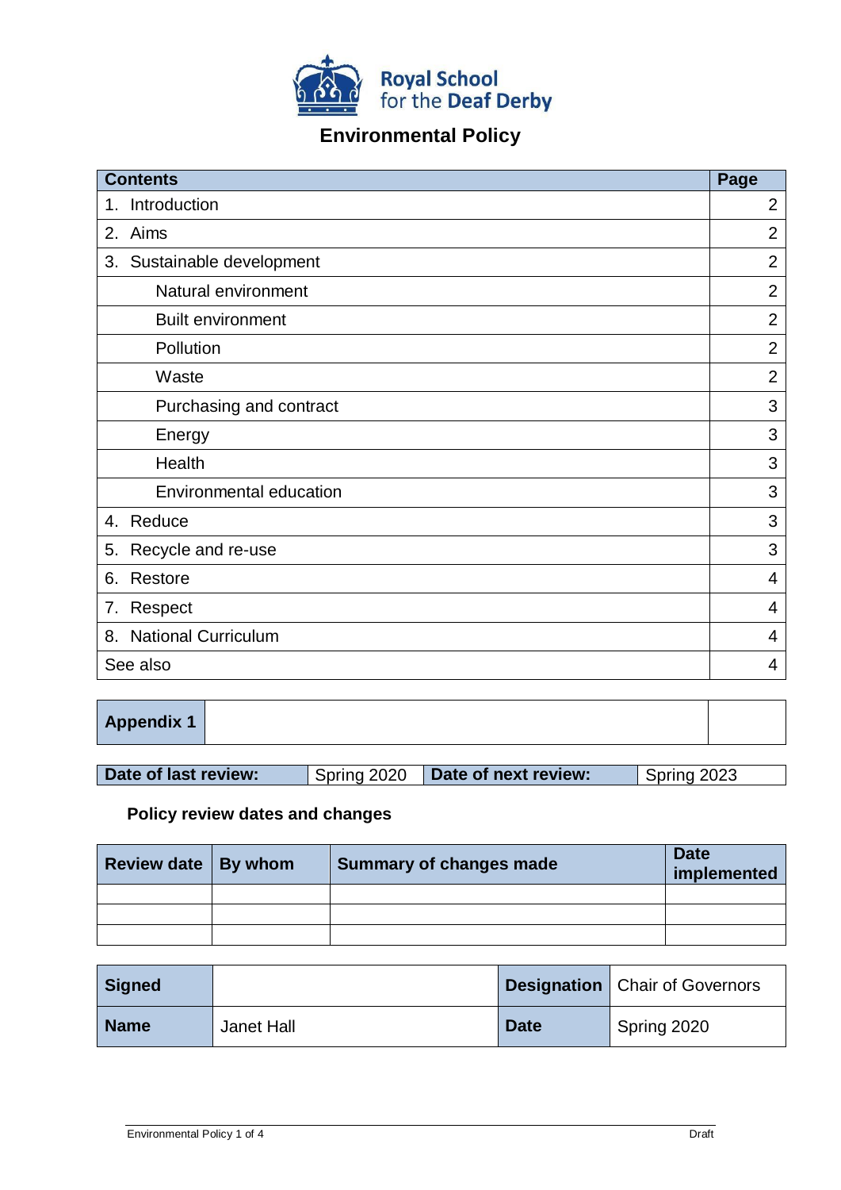Royal School for the Deaf Derby

# Environmental Policy

| Contents | Page |
|---|---|
| 1. Introduction | 2 |
| 2. Aims | 2 |
| 3. Sustainable development | 2 |
| Natural environment | 2 |
| Built environment | 2 |
| Pollution | 2 |
| Waste | 2 |
| Purchasing and contract | 3 |
| Energy | 3 |
| Health | 3 |
| Environmental education | 3 |
| 4. Reduce | 3 |
| 5. Recycle and re-use | 3 |
| 6. Restore | 4 |
| 7. Respect | 4 |
| 8. National Curriculum | 4 |
| See also | 4 |

| Appendix 1 | | |
|---|---|---|

| Date of last review: | Spring 2020 | Date of next review: | Spring 2023 |
|---|---|---|---|

**Policy review dates and changes**

| Review date | By whom | Summary of changes made | Date implemented |
|---|---|---|---|
| | | | |
| | | | |
| | | | |

| Signed | | Designation | Chair of Governors |
|---|---|---|---|
| Name | Janet Hall | Date | Spring 2020 |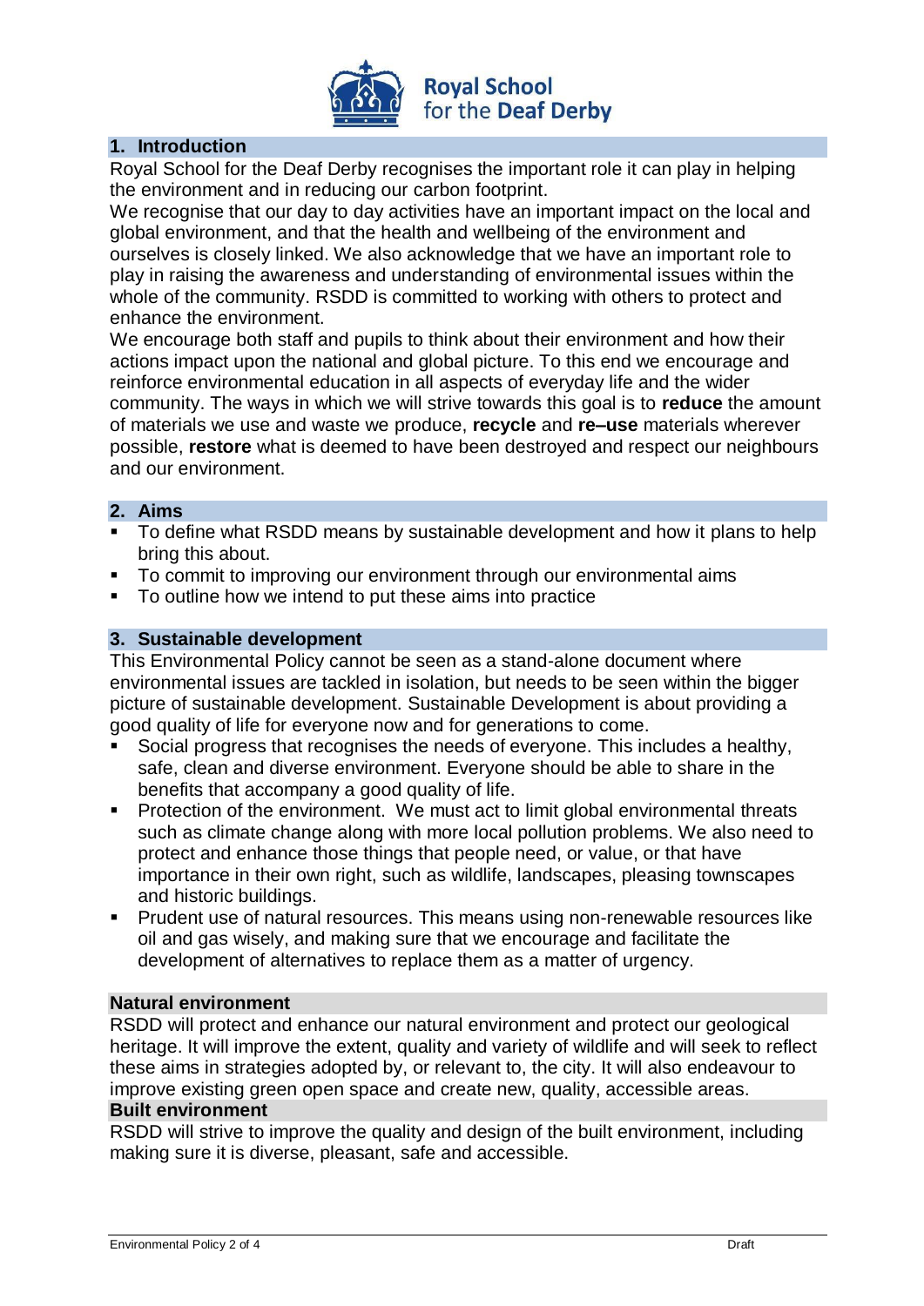## 1. Introduction

Royal School for the Deaf Derby recognises the important role it can play in helping the environment and in reducing our carbon footprint.

We recognise that our day to day activities have an important impact on the local and global environment, and that the health and wellbeing of the environment and ourselves is closely linked. We also acknowledge that we have an important role to play in raising the awareness and understanding of environmental issues within the whole of the community. RSDD is committed to working with others to protect and enhance the environment.

We encourage both staff and pupils to think about their environment and how their actions impact upon the national and global picture. To this end we encourage and reinforce environmental education in all aspects of everyday life and the wider community. The ways in which we will strive towards this goal is to **reduce** the amount of materials we use and waste we produce, **recycle** and **re–use** materials wherever possible, **restore** what is deemed to have been destroyed and respect our neighbours and our environment.

## 2. Aims

- To define what RSDD means by sustainable development and how it plans to help bring this about.
- To commit to improving our environment through our environmental aims
- To outline how we intend to put these aims into practice

## 3. Sustainable development

This Environmental Policy cannot be seen as a stand-alone document where environmental issues are tackled in isolation, but needs to be seen within the bigger picture of sustainable development. Sustainable Development is about providing a good quality of life for everyone now and for generations to come.

- Social progress that recognises the needs of everyone. This includes a healthy, safe, clean and diverse environment. Everyone should be able to share in the benefits that accompany a good quality of life.
- Protection of the environment. We must act to limit global environmental threats such as climate change along with more local pollution problems. We also need to protect and enhance those things that people need, or value, or that have importance in their own right, such as wildlife, landscapes, pleasing townscapes and historic buildings.
- Prudent use of natural resources. This means using non-renewable resources like oil and gas wisely, and making sure that we encourage and facilitate the development of alternatives to replace them as a matter of urgency.

### Natural environment

RSDD will protect and enhance our natural environment and protect our geological heritage. It will improve the extent, quality and variety of wildlife and will seek to reflect these aims in strategies adopted by, or relevant to, the city. It will also endeavour to improve existing green open space and create new, quality, accessible areas.

### Built environment

RSDD will strive to improve the quality and design of the built environment, including making sure it is diverse, pleasant, safe and accessible.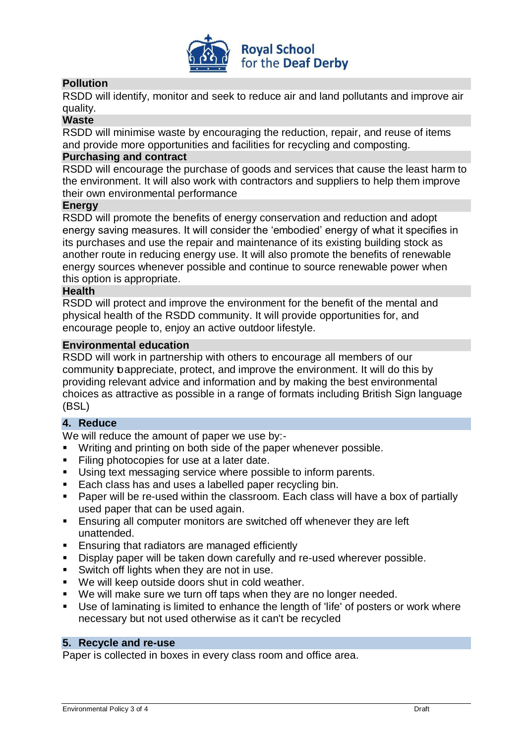**Pollution**

RSDD will identify, monitor and seek to reduce air and land pollutants and improve air quality.

**Waste**

RSDD will minimise waste by encouraging the reduction, repair, and reuse of items and provide more opportunities and facilities for recycling and composting.

**Purchasing and contract**

RSDD will encourage the purchase of goods and services that cause the least harm to the environment. It will also work with contractors and suppliers to help them improve their own environmental performance

**Energy**

RSDD will promote the benefits of energy conservation and reduction and adopt energy saving measures. It will consider the 'embodied' energy of what it specifies in its purchases and use the repair and maintenance of its existing building stock as another route in reducing energy use. It will also promote the benefits of renewable energy sources whenever possible and continue to source renewable power when this option is appropriate.

**Health**

RSDD will protect and improve the environment for the benefit of the mental and physical health of the RSDD community. It will provide opportunities for, and encourage people to, enjoy an active outdoor lifestyle.

**Environmental education**

RSDD will work in partnership with others to encourage all members of our community to appreciate, protect, and improve the environment. It will do this by providing relevant advice and information and by making the best environmental choices as attractive as possible in a range of formats including British Sign language (BSL)

## 4. Reduce

We will reduce the amount of paper we use by:-

- Writing and printing on both side of the paper whenever possible.
- Filing photocopies for use at a later date.
- Using text messaging service where possible to inform parents.
- Each class has and uses a labelled paper recycling bin.
- Paper will be re-used within the classroom. Each class will have a box of partially used paper that can be used again.
- Ensuring all computer monitors are switched off whenever they are left unattended.
- Ensuring that radiators are managed efficiently
- Display paper will be taken down carefully and re-used wherever possible.
- Switch off lights when they are not in use.
- We will keep outside doors shut in cold weather.
- We will make sure we turn off taps when they are no longer needed.
- Use of laminating is limited to enhance the length of 'life' of posters or work where necessary but not used otherwise as it can't be recycled

## 5. Recycle and re-use

Paper is collected in boxes in every class room and office area.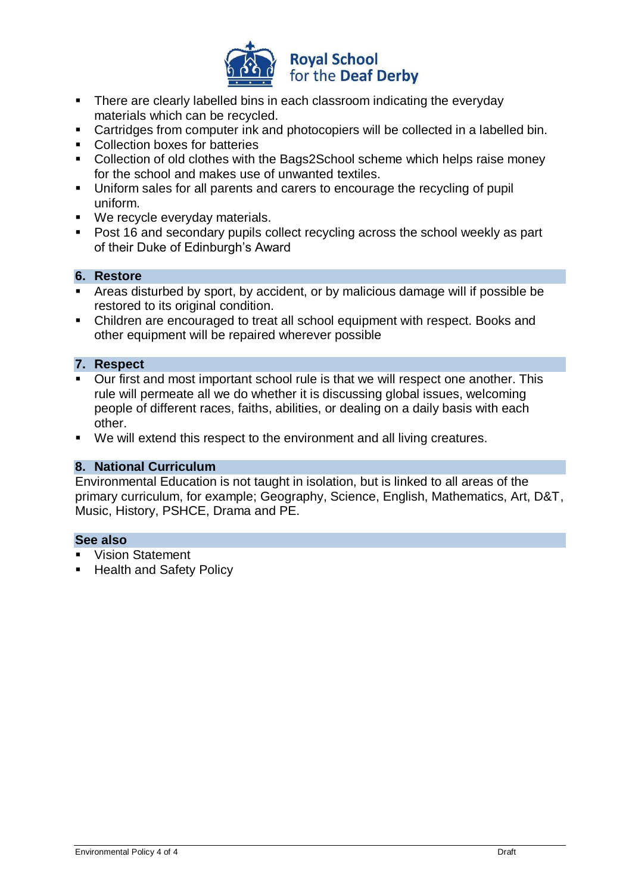- There are clearly labelled bins in each classroom indicating the everyday materials which can be recycled.
- Cartridges from computer ink and photocopiers will be collected in a labelled bin.
- Collection boxes for batteries
- Collection of old clothes with the Bags2School scheme which helps raise money for the school and makes use of unwanted textiles.
- Uniform sales for all parents and carers to encourage the recycling of pupil uniform.
- We recycle everyday materials.
- Post 16 and secondary pupils collect recycling across the school weekly as part of their Duke of Edinburgh's Award

## 6. Restore

- Areas disturbed by sport, by accident, or by malicious damage will if possible be restored to its original condition.
- Children are encouraged to treat all school equipment with respect. Books and other equipment will be repaired wherever possible

## 7. Respect

- Our first and most important school rule is that we will respect one another. This rule will permeate all we do whether it is discussing global issues, welcoming people of different races, faiths, abilities, or dealing on a daily basis with each other.
- We will extend this respect to the environment and all living creatures.

## 8. National Curriculum

Environmental Education is not taught in isolation, but is linked to all areas of the primary curriculum, for example; Geography, Science, English, Mathematics, Art, D&T, Music, History, PSHCE, Drama and PE.

## See also

- Vision Statement
- Health and Safety Policy